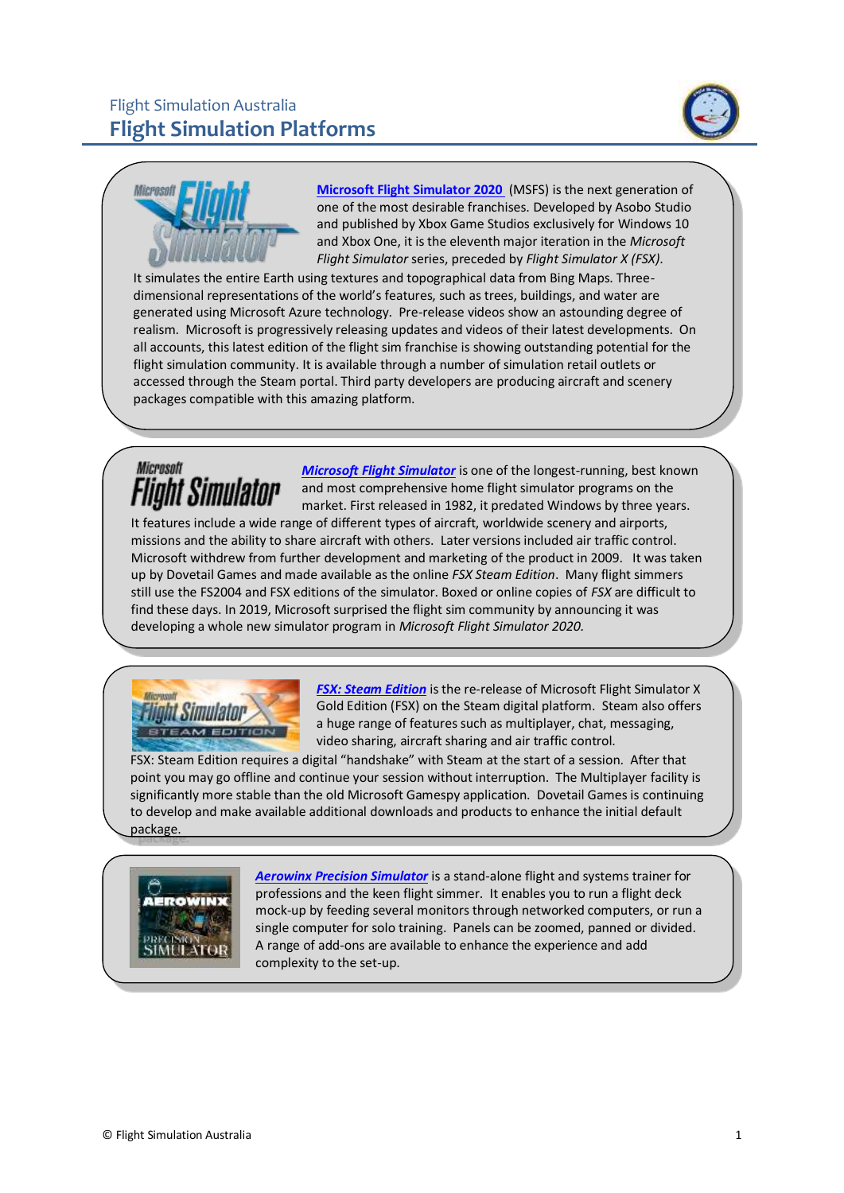Flight Simulation Australia

# Flight Simulation Platforms

**Microsoft Flight Simulator 2020** (MSFS) is the next generation of one of the most desirable franchises. Developed by Asobo Studio and published by Xbox Game Studios exclusively for Windows 10 and Xbox One, it is the eleventh major iteration in the *Microsoft Flight Simulator* series, preceded by *Flight Simulator X (FSX)*. It simulates the entire Earth using textures and topographical data from Bing Maps. Three-dimensional representations of the world's features, such as trees, buildings, and water are generated using Microsoft Azure technology. Pre-release videos show an astounding degree of realism. Microsoft is progressively releasing updates and videos of their latest developments. On all accounts, this latest edition of the flight sim franchise is showing outstanding potential for the flight simulation community. It is available through a number of simulation retail outlets or accessed through the Steam portal. Third party developers are producing aircraft and scenery packages compatible with this amazing platform.

***Microsoft Flight Simulator*** is one of the longest-running, best known and most comprehensive home flight simulator programs on the market. First released in 1982, it predated Windows by three years. It features include a wide range of different types of aircraft, worldwide scenery and airports, missions and the ability to share aircraft with others. Later versions included air traffic control. Microsoft withdrew from further development and marketing of the product in 2009. It was taken up by Dovetail Games and made available as the online *FSX Steam Edition*. Many flight simmers still use the FS2004 and FSX editions of the simulator. Boxed or online copies of *FSX* are difficult to find these days. In 2019, Microsoft surprised the flight sim community by announcing it was developing a whole new simulator program in *Microsoft Flight Simulator 2020.*

***FSX: Steam Edition*** is the re-release of Microsoft Flight Simulator X Gold Edition (FSX) on the Steam digital platform. Steam also offers a huge range of features such as multiplayer, chat, messaging, video sharing, aircraft sharing and air traffic control. FSX: Steam Edition requires a digital "handshake" with Steam at the start of a session. After that point you may go offline and continue your session without interruption. The Multiplayer facility is significantly more stable than the old Microsoft Gamespy application. Dovetail Games is continuing to develop and make available additional downloads and products to enhance the initial default package.

***Aerowinx Precision Simulator*** is a stand-alone flight and systems trainer for professions and the keen flight simmer. It enables you to run a flight deck mock-up by feeding several monitors through networked computers, or run a single computer for solo training. Panels can be zoomed, panned or divided. A range of add-ons are available to enhance the experience and add complexity to the set-up.

© Flight Simulation Australia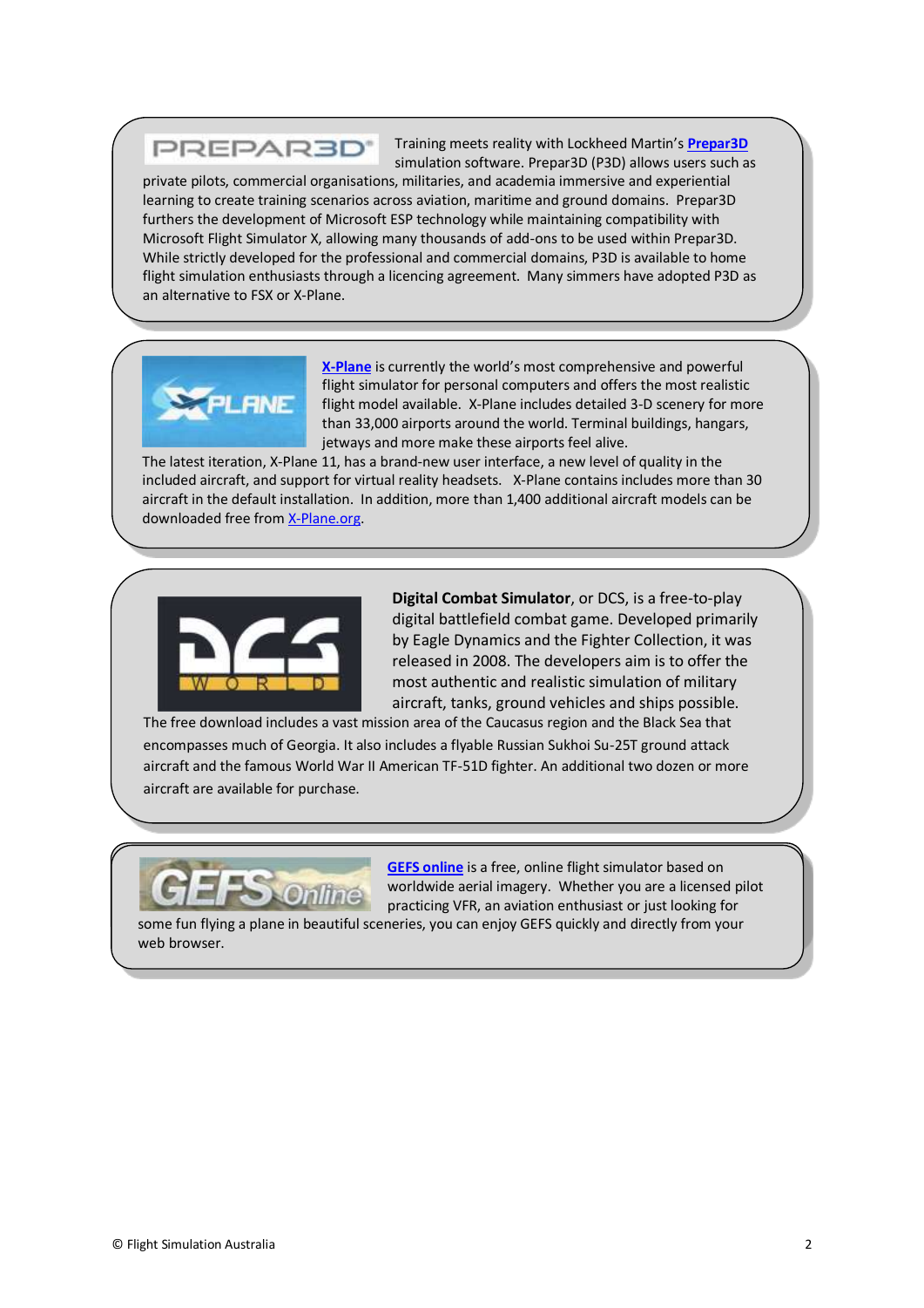Training meets reality with Lockheed Martin's **Prepar3D** simulation software. Prepar3D (P3D) allows users such as private pilots, commercial organisations, militaries, and academia immersive and experiential learning to create training scenarios across aviation, maritime and ground domains. Prepar3D furthers the development of Microsoft ESP technology while maintaining compatibility with Microsoft Flight Simulator X, allowing many thousands of add-ons to be used within Prepar3D. While strictly developed for the professional and commercial domains, P3D is available to home flight simulation enthusiasts through a licencing agreement. Many simmers have adopted P3D as an alternative to FSX or X-Plane.

**X-Plane** is currently the world's most comprehensive and powerful flight simulator for personal computers and offers the most realistic flight model available. X-Plane includes detailed 3-D scenery for more than 33,000 airports around the world. Terminal buildings, hangars, jetways and more make these airports feel alive. The latest iteration, X-Plane 11, has a brand-new user interface, a new level of quality in the included aircraft, and support for virtual reality headsets. X-Plane contains includes more than 30 aircraft in the default installation. In addition, more than 1,400 additional aircraft models can be downloaded free from X-Plane.org.

**Digital Combat Simulator**, or DCS, is a free-to-play digital battlefield combat game. Developed primarily by Eagle Dynamics and the Fighter Collection, it was released in 2008. The developers aim is to offer the most authentic and realistic simulation of military aircraft, tanks, ground vehicles and ships possible. The free download includes a vast mission area of the Caucasus region and the Black Sea that encompasses much of Georgia. It also includes a flyable Russian Sukhoi Su-25T ground attack aircraft and the famous World War II American TF-51D fighter. An additional two dozen or more aircraft are available for purchase.

**GEFS online** is a free, online flight simulator based on worldwide aerial imagery. Whether you are a licensed pilot practicing VFR, an aviation enthusiast or just looking for some fun flying a plane in beautiful sceneries, you can enjoy GEFS quickly and directly from your web browser.